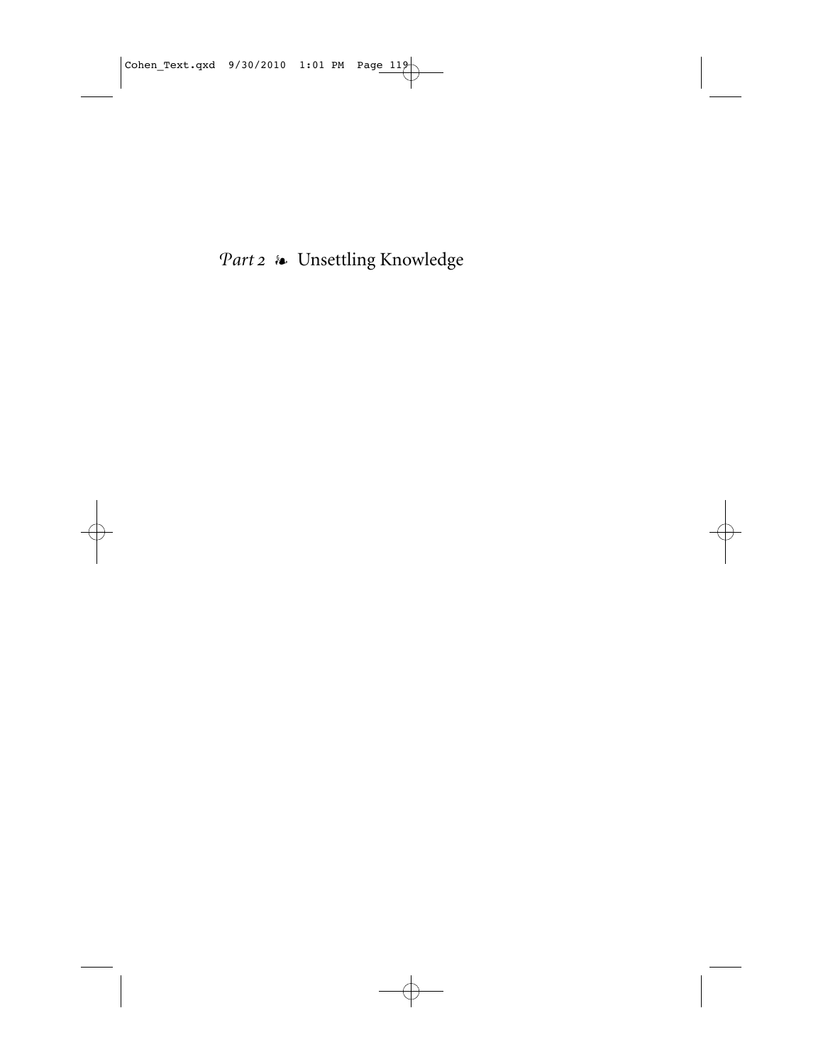# *Part 2* ❧ Unsettling Knowledge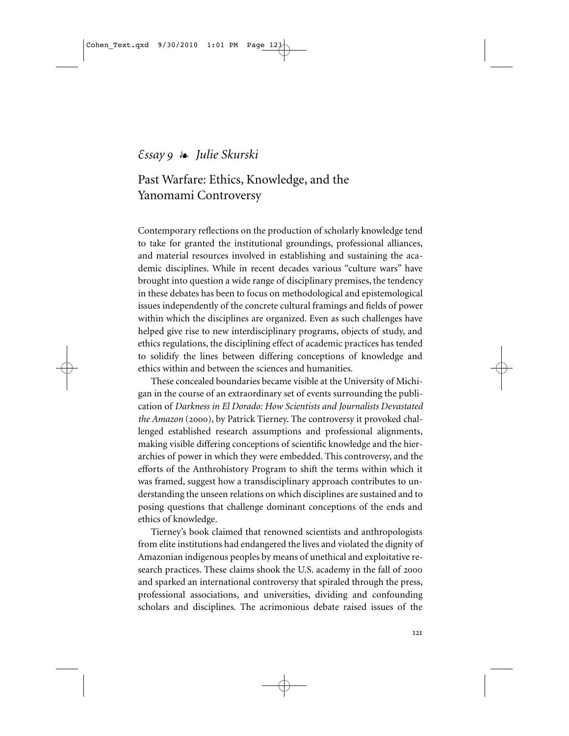*Essay 9* ❧ *Julie Skurski*

# Past Warfare: Ethics, Knowledge, and the Yanomami Controversy

Contemporary reflections on the production of scholarly knowledge tend to take for granted the institutional groundings, professional alliances, and material resources involved in establishing and sustaining the academic disciplines. While in recent decades various "culture wars" have brought into question a wide range of disciplinary premises, the tendency in these debates has been to focus on methodological and epistemological issues independently of the concrete cultural framings and fields of power within which the disciplines are organized. Even as such challenges have helped give rise to new interdisciplinary programs, objects of study, and ethics regulations, the disciplining effect of academic practices has tended to solidify the lines between differing conceptions of knowledge and ethics within and between the sciences and humanities.

These concealed boundaries became visible at the University of Michigan in the course of an extraordinary set of events surrounding the publication of *Darkness in El Dorado: How Scientists and Journalists Devastated the Amazon* (2000), by Patrick Tierney. The controversy it provoked challenged established research assumptions and professional alignments, making visible differing conceptions of scientific knowledge and the hierarchies of power in which they were embedded. This controversy, and the efforts of the Anthrohistory Program to shift the terms within which it was framed, suggest how a transdisciplinary approach contributes to understanding the unseen relations on which disciplines are sustained and to posing questions that challenge dominant conceptions of the ends and ethics of knowledge.

Tierney's book claimed that renowned scientists and anthropologists from elite institutions had endangered the lives and violated the dignity of Amazonian indigenous peoples by means of unethical and exploitative research practices. These claims shook the U.S. academy in the fall of 2000 and sparked an international controversy that spiraled through the press, professional associations, and universities, dividing and confounding scholars and disciplines. The acrimonious debate raised issues of the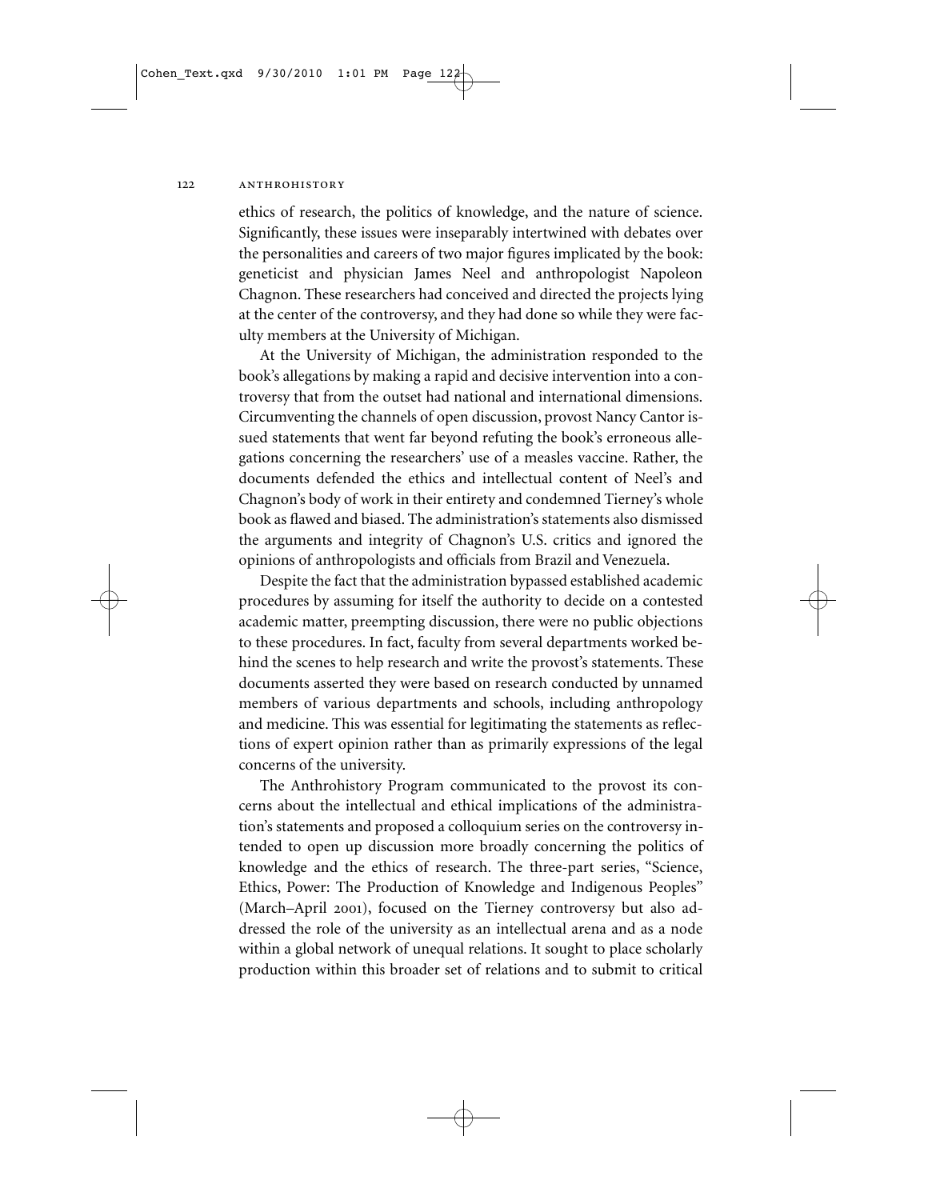ethics of research, the politics of knowledge, and the nature of science. Significantly, these issues were inseparably intertwined with debates over the personalities and careers of two major figures implicated by the book: geneticist and physician James Neel and anthropologist Napoleon Chagnon. These researchers had conceived and directed the projects lying at the center of the controversy, and they had done so while they were faculty members at the University of Michigan.

At the University of Michigan, the administration responded to the book's allegations by making a rapid and decisive intervention into a controversy that from the outset had national and international dimensions. Circumventing the channels of open discussion, provost Nancy Cantor issued statements that went far beyond refuting the book's erroneous allegations concerning the researchers' use of a measles vaccine. Rather, the documents defended the ethics and intellectual content of Neel's and Chagnon's body of work in their entirety and condemned Tierney's whole book as flawed and biased. The administration's statements also dismissed the arguments and integrity of Chagnon's U.S. critics and ignored the opinions of anthropologists and officials from Brazil and Venezuela.

Despite the fact that the administration bypassed established academic procedures by assuming for itself the authority to decide on a contested academic matter, preempting discussion, there were no public objections to these procedures. In fact, faculty from several departments worked behind the scenes to help research and write the provost's statements. These documents asserted they were based on research conducted by unnamed members of various departments and schools, including anthropology and medicine. This was essential for legitimating the statements as reflections of expert opinion rather than as primarily expressions of the legal concerns of the university.

The Anthrohistory Program communicated to the provost its concerns about the intellectual and ethical implications of the administration's statements and proposed a colloquium series on the controversy intended to open up discussion more broadly concerning the politics of knowledge and the ethics of research. The three-part series, "Science, Ethics, Power: The Production of Knowledge and Indigenous Peoples" (March–April 2001), focused on the Tierney controversy but also addressed the role of the university as an intellectual arena and as a node within a global network of unequal relations. It sought to place scholarly production within this broader set of relations and to submit to critical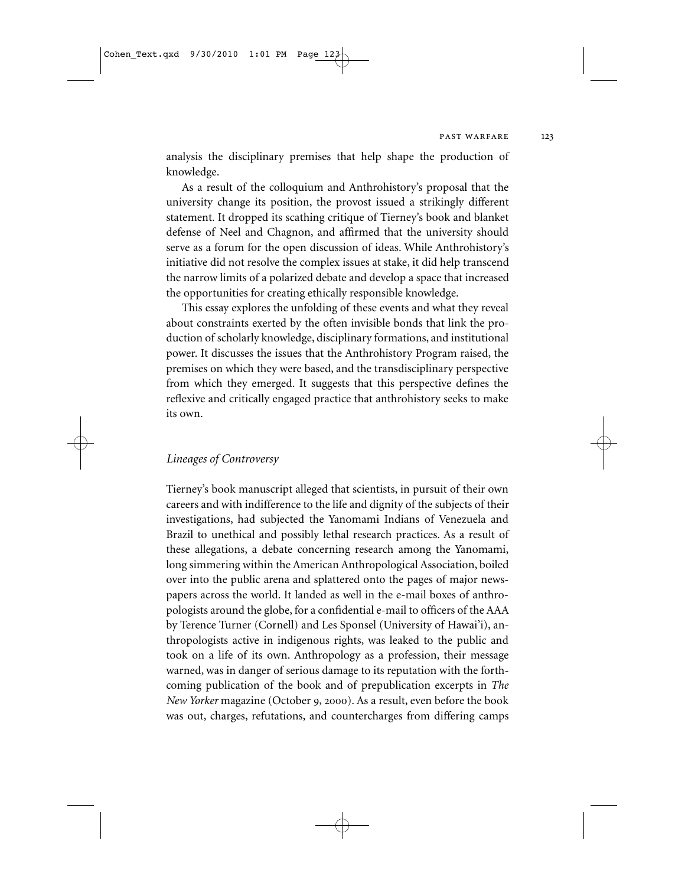analysis the disciplinary premises that help shape the production of knowledge.

As a result of the colloquium and Anthrohistory's proposal that the university change its position, the provost issued a strikingly different statement. It dropped its scathing critique of Tierney's book and blanket defense of Neel and Chagnon, and affirmed that the university should serve as a forum for the open discussion of ideas. While Anthrohistory's initiative did not resolve the complex issues at stake, it did help transcend the narrow limits of a polarized debate and develop a space that increased the opportunities for creating ethically responsible knowledge.

This essay explores the unfolding of these events and what they reveal about constraints exerted by the often invisible bonds that link the production of scholarly knowledge, disciplinary formations, and institutional power. It discusses the issues that the Anthrohistory Program raised, the premises on which they were based, and the transdisciplinary perspective from which they emerged. It suggests that this perspective defines the reflexive and critically engaged practice that anthrohistory seeks to make its own.

## *Lineages of Controversy*

Tierney's book manuscript alleged that scientists, in pursuit of their own careers and with indifference to the life and dignity of the subjects of their investigations, had subjected the Yanomami Indians of Venezuela and Brazil to unethical and possibly lethal research practices. As a result of these allegations, a debate concerning research among the Yanomami, long simmering within the American Anthropological Association, boiled over into the public arena and splattered onto the pages of major newspapers across the world. It landed as well in the e-mail boxes of anthropologists around the globe, for a confidential e-mail to officers of the AAA by Terence Turner (Cornell) and Les Sponsel (University of Hawai'i), anthropologists active in indigenous rights, was leaked to the public and took on a life of its own. Anthropology as a profession, their message warned, was in danger of serious damage to its reputation with the forthcoming publication of the book and of prepublication excerpts in *The New Yorker* magazine (October 9, 2000). As a result, even before the book was out, charges, refutations, and countercharges from differing camps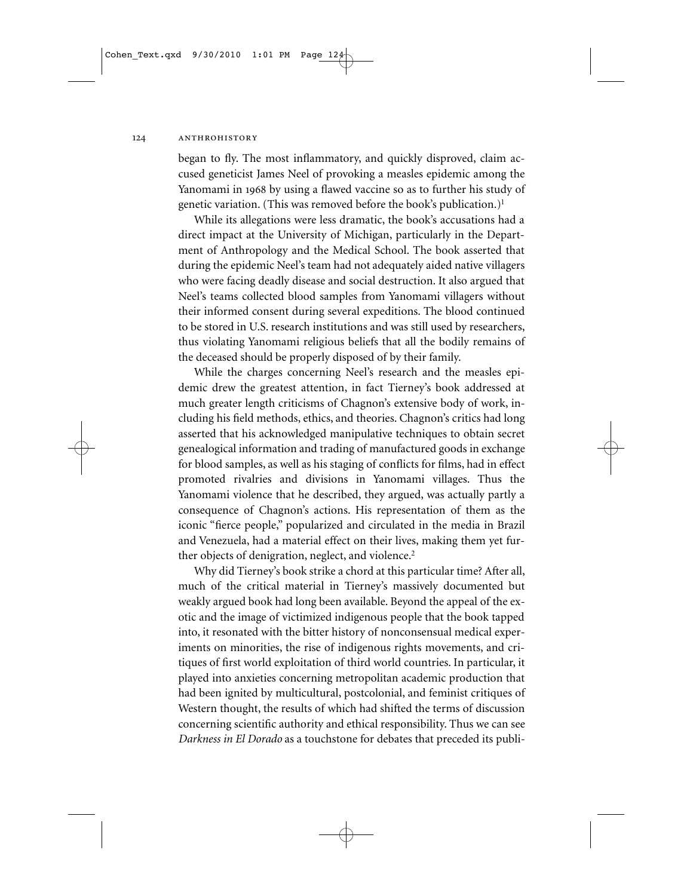began to fly. The most inflammatory, and quickly disproved, claim accused geneticist James Neel of provoking a measles epidemic among the Yanomami in 1968 by using a flawed vaccine so as to further his study of genetic variation. (This was removed before the book's publication.)[1]

While its allegations were less dramatic, the book's accusations had a direct impact at the University of Michigan, particularly in the Department of Anthropology and the Medical School. The book asserted that during the epidemic Neel's team had not adequately aided native villagers who were facing deadly disease and social destruction. It also argued that Neel's teams collected blood samples from Yanomami villagers without their informed consent during several expeditions. The blood continued to be stored in U.S. research institutions and was still used by researchers, thus violating Yanomami religious beliefs that all the bodily remains of the deceased should be properly disposed of by their family.

While the charges concerning Neel's research and the measles epidemic drew the greatest attention, in fact Tierney's book addressed at much greater length criticisms of Chagnon's extensive body of work, including his field methods, ethics, and theories. Chagnon's critics had long asserted that his acknowledged manipulative techniques to obtain secret genealogical information and trading of manufactured goods in exchange for blood samples, as well as his staging of conflicts for films, had in effect promoted rivalries and divisions in Yanomami villages. Thus the Yanomami violence that he described, they argued, was actually partly a consequence of Chagnon's actions. His representation of them as the iconic "fierce people," popularized and circulated in the media in Brazil and Venezuela, had a material effect on their lives, making them yet further objects of denigration, neglect, and violence.[2]

Why did Tierney's book strike a chord at this particular time? After all, much of the critical material in Tierney's massively documented but weakly argued book had long been available. Beyond the appeal of the exotic and the image of victimized indigenous people that the book tapped into, it resonated with the bitter history of nonconsensual medical experiments on minorities, the rise of indigenous rights movements, and critiques of first world exploitation of third world countries. In particular, it played into anxieties concerning metropolitan academic production that had been ignited by multicultural, postcolonial, and feminist critiques of Western thought, the results of which had shifted the terms of discussion concerning scientific authority and ethical responsibility. Thus we can see *Darkness in El Dorado* as a touchstone for debates that preceded its publi-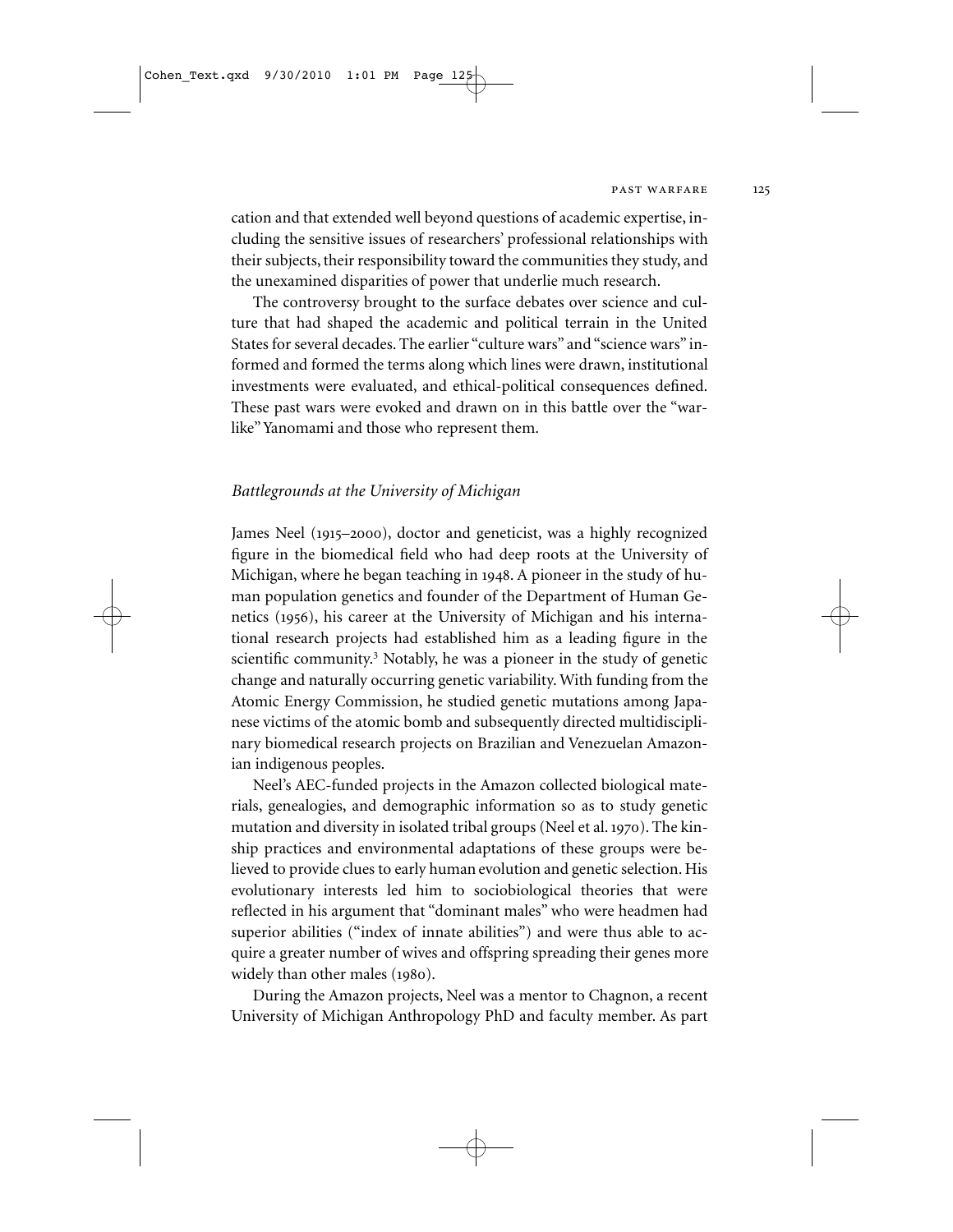cation and that extended well beyond questions of academic expertise, including the sensitive issues of researchers' professional relationships with their subjects, their responsibility toward the communities they study, and the unexamined disparities of power that underlie much research.

The controversy brought to the surface debates over science and culture that had shaped the academic and political terrain in the United States for several decades. The earlier "culture wars" and "science wars" informed and formed the terms along which lines were drawn, institutional investments were evaluated, and ethical-political consequences defined. These past wars were evoked and drawn on in this battle over the "warlike" Yanomami and those who represent them.

### *Battlegrounds at the University of Michigan*

James Neel (1915–2000), doctor and geneticist, was a highly recognized figure in the biomedical field who had deep roots at the University of Michigan, where he began teaching in 1948. A pioneer in the study of human population genetics and founder of the Department of Human Genetics (1956), his career at the University of Michigan and his international research projects had established him as a leading figure in the scientific community.[3] Notably, he was a pioneer in the study of genetic change and naturally occurring genetic variability. With funding from the Atomic Energy Commission, he studied genetic mutations among Japanese victims of the atomic bomb and subsequently directed multidisciplinary biomedical research projects on Brazilian and Venezuelan Amazonian indigenous peoples.

Neel's AEC-funded projects in the Amazon collected biological materials, genealogies, and demographic information so as to study genetic mutation and diversity in isolated tribal groups (Neel et al. 1970). The kinship practices and environmental adaptations of these groups were believed to provide clues to early human evolution and genetic selection. His evolutionary interests led him to sociobiological theories that were reflected in his argument that "dominant males" who were headmen had superior abilities ("index of innate abilities") and were thus able to acquire a greater number of wives and offspring spreading their genes more widely than other males (1980).

During the Amazon projects, Neel was a mentor to Chagnon, a recent University of Michigan Anthropology PhD and faculty member. As part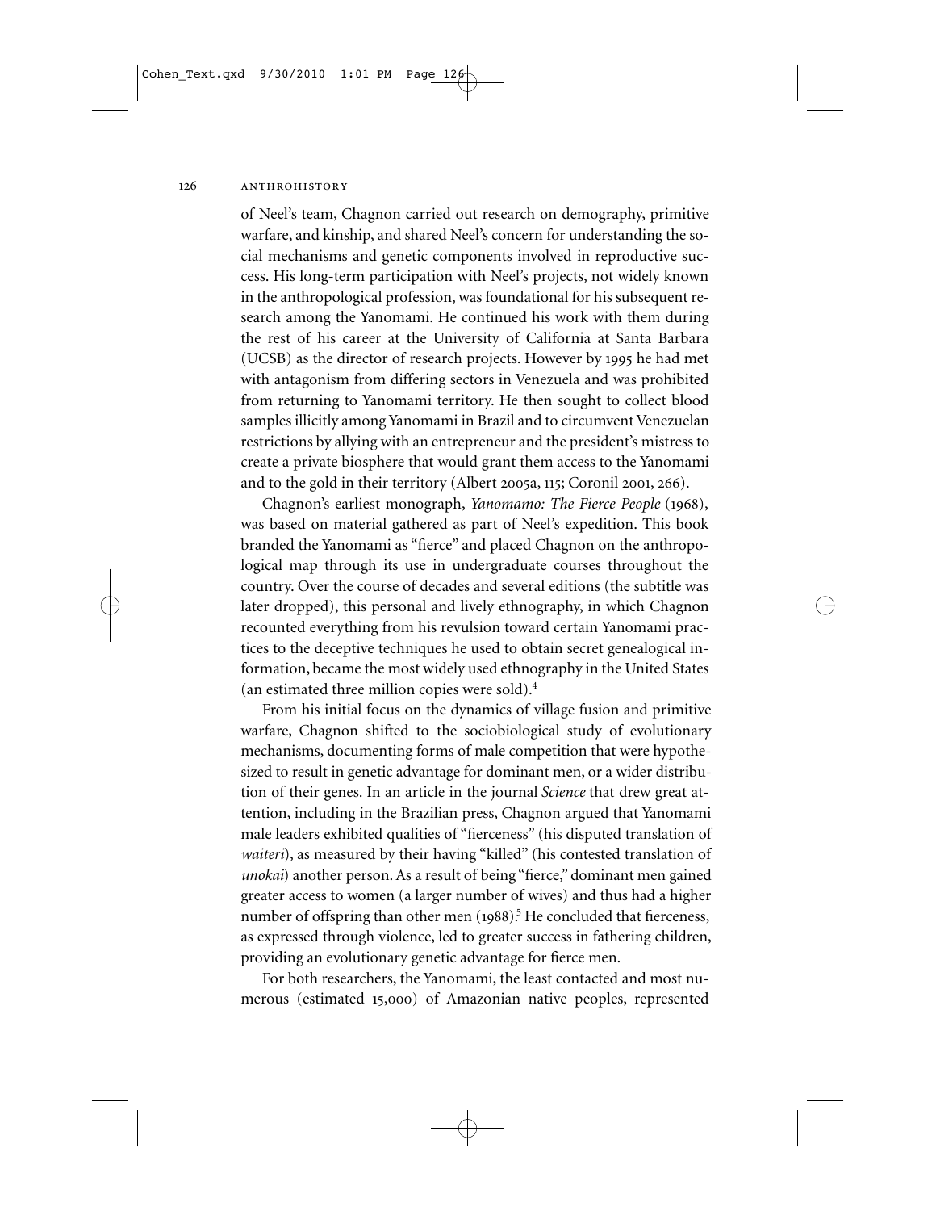of Neel's team, Chagnon carried out research on demography, primitive warfare, and kinship, and shared Neel's concern for understanding the social mechanisms and genetic components involved in reproductive success. His long-term participation with Neel's projects, not widely known in the anthropological profession, was foundational for his subsequent research among the Yanomami. He continued his work with them during the rest of his career at the University of California at Santa Barbara (UCSB) as the director of research projects. However by 1995 he had met with antagonism from differing sectors in Venezuela and was prohibited from returning to Yanomami territory. He then sought to collect blood samples illicitly among Yanomami in Brazil and to circumvent Venezuelan restrictions by allying with an entrepreneur and the president's mistress to create a private biosphere that would grant them access to the Yanomami and to the gold in their territory (Albert 2005a, 115; Coronil 2001, 266).

Chagnon's earliest monograph, *Yanomamo: The Fierce People* (1968), was based on material gathered as part of Neel's expedition. This book branded the Yanomami as "fierce" and placed Chagnon on the anthropological map through its use in undergraduate courses throughout the country. Over the course of decades and several editions (the subtitle was later dropped), this personal and lively ethnography, in which Chagnon recounted everything from his revulsion toward certain Yanomami practices to the deceptive techniques he used to obtain secret genealogical information, became the most widely used ethnography in the United States (an estimated three million copies were sold).[4]

From his initial focus on the dynamics of village fusion and primitive warfare, Chagnon shifted to the sociobiological study of evolutionary mechanisms, documenting forms of male competition that were hypothesized to result in genetic advantage for dominant men, or a wider distribution of their genes. In an article in the journal *Science* that drew great attention, including in the Brazilian press, Chagnon argued that Yanomami male leaders exhibited qualities of "fierceness" (his disputed translation of *waiteri*), as measured by their having "killed" (his contested translation of *unokai*) another person. As a result of being "fierce," dominant men gained greater access to women (a larger number of wives) and thus had a higher number of offspring than other men (1988).[5] He concluded that fierceness, as expressed through violence, led to greater success in fathering children, providing an evolutionary genetic advantage for fierce men.

For both researchers, the Yanomami, the least contacted and most numerous (estimated 15,000) of Amazonian native peoples, represented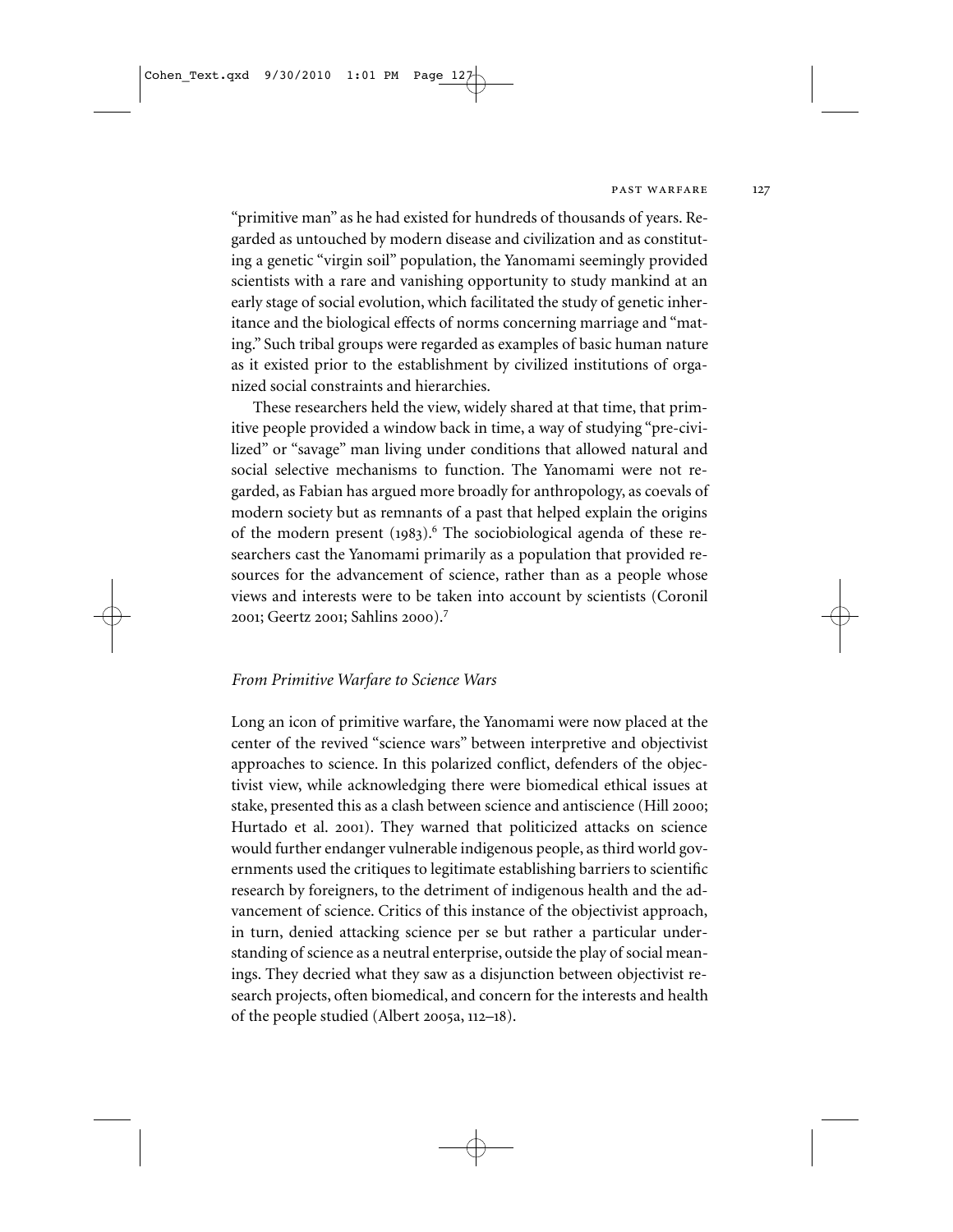"primitive man" as he had existed for hundreds of thousands of years. Regarded as untouched by modern disease and civilization and as constituting a genetic "virgin soil" population, the Yanomami seemingly provided scientists with a rare and vanishing opportunity to study mankind at an early stage of social evolution, which facilitated the study of genetic inheritance and the biological effects of norms concerning marriage and "mating." Such tribal groups were regarded as examples of basic human nature as it existed prior to the establishment by civilized institutions of organized social constraints and hierarchies.

These researchers held the view, widely shared at that time, that primitive people provided a window back in time, a way of studying "pre-civilized" or "savage" man living under conditions that allowed natural and social selective mechanisms to function. The Yanomami were not regarded, as Fabian has argued more broadly for anthropology, as coevals of modern society but as remnants of a past that helped explain the origins of the modern present (1983).[6] The sociobiological agenda of these researchers cast the Yanomami primarily as a population that provided resources for the advancement of science, rather than as a people whose views and interests were to be taken into account by scientists (Coronil 2001; Geertz 2001; Sahlins 2000).[7]

### *From Primitive Warfare to Science Wars*

Long an icon of primitive warfare, the Yanomami were now placed at the center of the revived "science wars" between interpretive and objectivist approaches to science. In this polarized conflict, defenders of the objectivist view, while acknowledging there were biomedical ethical issues at stake, presented this as a clash between science and antiscience (Hill 2000; Hurtado et al. 2001). They warned that politicized attacks on science would further endanger vulnerable indigenous people, as third world governments used the critiques to legitimate establishing barriers to scientific research by foreigners, to the detriment of indigenous health and the advancement of science. Critics of this instance of the objectivist approach, in turn, denied attacking science per se but rather a particular understanding of science as a neutral enterprise, outside the play of social meanings. They decried what they saw as a disjunction between objectivist research projects, often biomedical, and concern for the interests and health of the people studied (Albert 2005a, 112–18).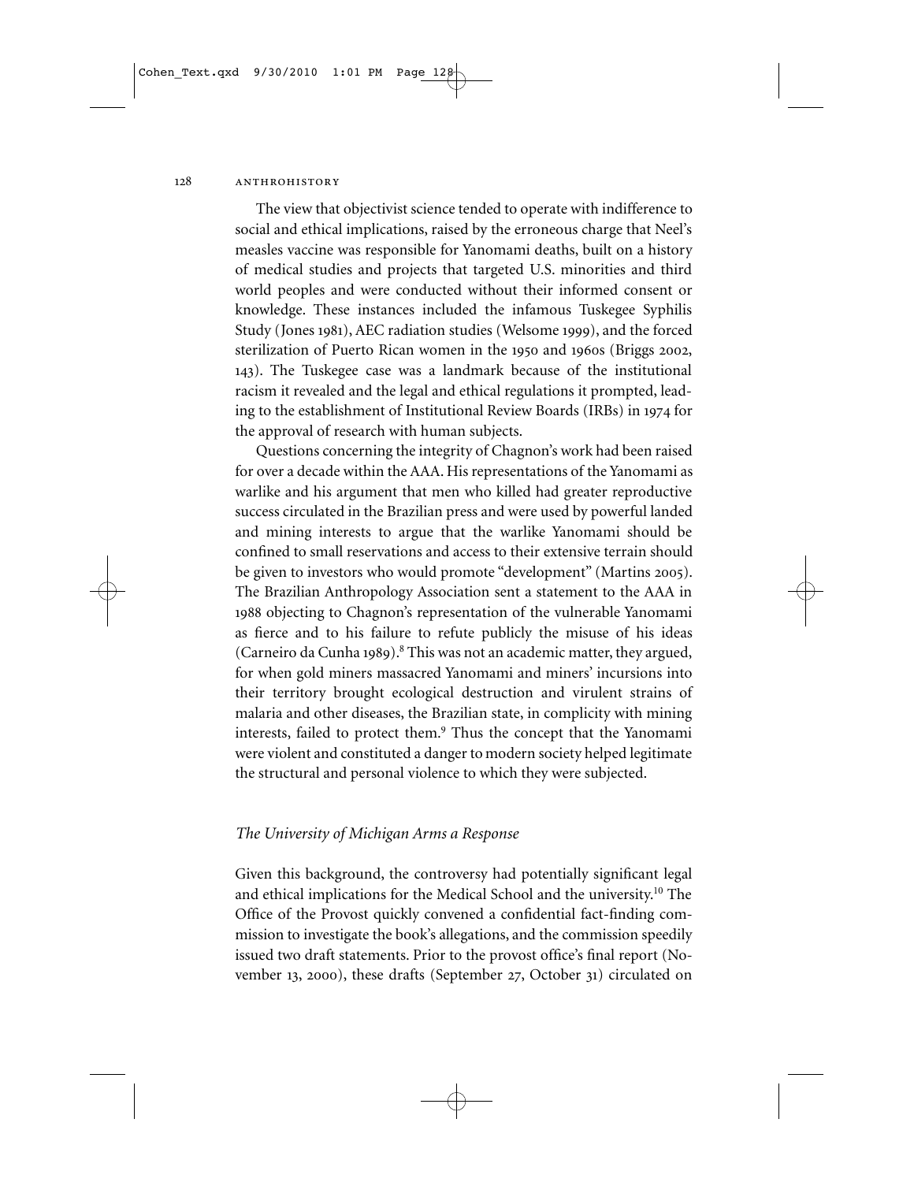The view that objectivist science tended to operate with indifference to social and ethical implications, raised by the erroneous charge that Neel's measles vaccine was responsible for Yanomami deaths, built on a history of medical studies and projects that targeted U.S. minorities and third world peoples and were conducted without their informed consent or knowledge. These instances included the infamous Tuskegee Syphilis Study (Jones 1981), AEC radiation studies (Welsome 1999), and the forced sterilization of Puerto Rican women in the 1950 and 1960s (Briggs 2002, 143). The Tuskegee case was a landmark because of the institutional racism it revealed and the legal and ethical regulations it prompted, leading to the establishment of Institutional Review Boards (IRBs) in 1974 for the approval of research with human subjects.

Questions concerning the integrity of Chagnon's work had been raised for over a decade within the AAA. His representations of the Yanomami as warlike and his argument that men who killed had greater reproductive success circulated in the Brazilian press and were used by powerful landed and mining interests to argue that the warlike Yanomami should be confined to small reservations and access to their extensive terrain should be given to investors who would promote "development" (Martins 2005). The Brazilian Anthropology Association sent a statement to the AAA in 1988 objecting to Chagnon's representation of the vulnerable Yanomami as fierce and to his failure to refute publicly the misuse of his ideas (Carneiro da Cunha 1989).[8] This was not an academic matter, they argued, for when gold miners massacred Yanomami and miners' incursions into their territory brought ecological destruction and virulent strains of malaria and other diseases, the Brazilian state, in complicity with mining interests, failed to protect them.[9] Thus the concept that the Yanomami were violent and constituted a danger to modern society helped legitimate the structural and personal violence to which they were subjected.

## *The University of Michigan Arms a Response*

Given this background, the controversy had potentially significant legal and ethical implications for the Medical School and the university.[10] The Office of the Provost quickly convened a confidential fact-finding commission to investigate the book's allegations, and the commission speedily issued two draft statements. Prior to the provost office's final report (November 13, 2000), these drafts (September 27, October 31) circulated on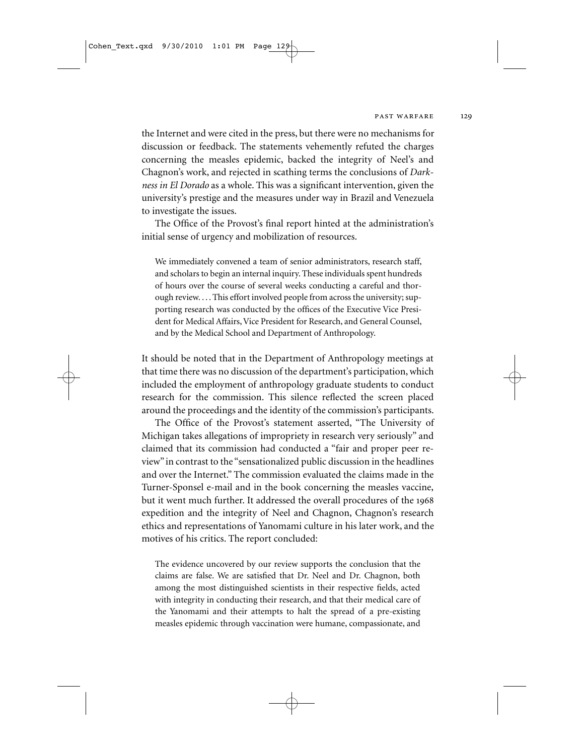the Internet and were cited in the press, but there were no mechanisms for discussion or feedback. The statements vehemently refuted the charges concerning the measles epidemic, backed the integrity of Neel's and Chagnon's work, and rejected in scathing terms the conclusions of *Darkness in El Dorado* as a whole. This was a significant intervention, given the university's prestige and the measures under way in Brazil and Venezuela to investigate the issues.

The Office of the Provost's final report hinted at the administration's initial sense of urgency and mobilization of resources.

> We immediately convened a team of senior administrators, research staff, and scholars to begin an internal inquiry. These individuals spent hundreds of hours over the course of several weeks conducting a careful and thorough review. . . . This effort involved people from across the university; supporting research was conducted by the offices of the Executive Vice President for Medical Affairs, Vice President for Research, and General Counsel, and by the Medical School and Department of Anthropology.

It should be noted that in the Department of Anthropology meetings at that time there was no discussion of the department's participation, which included the employment of anthropology graduate students to conduct research for the commission. This silence reflected the screen placed around the proceedings and the identity of the commission's participants.

The Office of the Provost's statement asserted, "The University of Michigan takes allegations of impropriety in research very seriously" and claimed that its commission had conducted a "fair and proper peer review" in contrast to the "sensationalized public discussion in the headlines and over the Internet." The commission evaluated the claims made in the Turner-Sponsel e-mail and in the book concerning the measles vaccine, but it went much further. It addressed the overall procedures of the 1968 expedition and the integrity of Neel and Chagnon, Chagnon's research ethics and representations of Yanomami culture in his later work, and the motives of his critics. The report concluded:

> The evidence uncovered by our review supports the conclusion that the claims are false. We are satisfied that Dr. Neel and Dr. Chagnon, both among the most distinguished scientists in their respective fields, acted with integrity in conducting their research, and that their medical care of the Yanomami and their attempts to halt the spread of a pre-existing measles epidemic through vaccination were humane, compassionate, and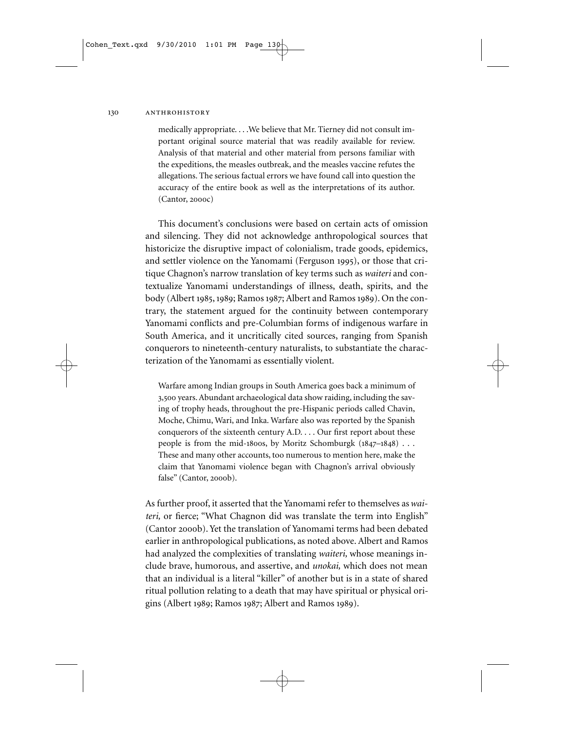> medically appropriate. . . .We believe that Mr. Tierney did not consult important original source material that was readily available for review. Analysis of that material and other material from persons familiar with the expeditions, the measles outbreak, and the measles vaccine refutes the allegations. The serious factual errors we have found call into question the accuracy of the entire book as well as the interpretations of its author. (Cantor, 2000c)

This document's conclusions were based on certain acts of omission and silencing. They did not acknowledge anthropological sources that historicize the disruptive impact of colonialism, trade goods, epidemics, and settler violence on the Yanomami (Ferguson 1995), or those that critique Chagnon's narrow translation of key terms such as *waiteri* and contextualize Yanomami understandings of illness, death, spirits, and the body (Albert 1985, 1989; Ramos 1987; Albert and Ramos 1989). On the contrary, the statement argued for the continuity between contemporary Yanomami conflicts and pre-Columbian forms of indigenous warfare in South America, and it uncritically cited sources, ranging from Spanish conquerors to nineteenth-century naturalists, to substantiate the characterization of the Yanomami as essentially violent.

> Warfare among Indian groups in South America goes back a minimum of 3,500 years. Abundant archaeological data show raiding, including the saving of trophy heads, throughout the pre-Hispanic periods called Chavin, Moche, Chimu, Wari, and Inka. Warfare also was reported by the Spanish conquerors of the sixteenth century A.D. . . . Our first report about these people is from the mid-1800s, by Moritz Schomburgk (1847–1848) . . . These and many other accounts, too numerous to mention here, make the claim that Yanomami violence began with Chagnon's arrival obviously false" (Cantor, 2000b).

As further proof, it asserted that the Yanomami refer to themselves as *waiteri,* or fierce; "What Chagnon did was translate the term into English" (Cantor 2000b). Yet the translation of Yanomami terms had been debated earlier in anthropological publications, as noted above. Albert and Ramos had analyzed the complexities of translating *waiteri,* whose meanings include brave, humorous, and assertive, and *unokai,* which does not mean that an individual is a literal "killer" of another but is in a state of shared ritual pollution relating to a death that may have spiritual or physical origins (Albert 1989; Ramos 1987; Albert and Ramos 1989).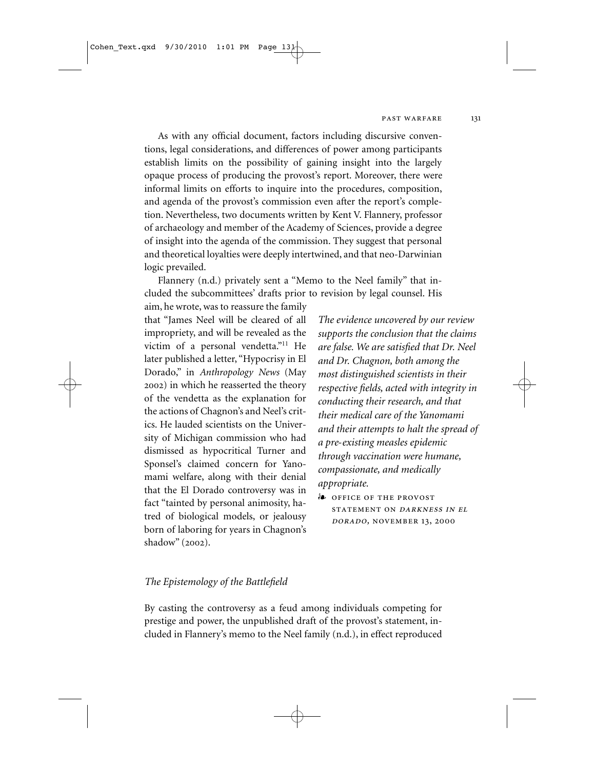As with any official document, factors including discursive conventions, legal considerations, and differences of power among participants establish limits on the possibility of gaining insight into the largely opaque process of producing the provost's report. Moreover, there were informal limits on efforts to inquire into the procedures, composition, and agenda of the provost's commission even after the report's completion. Nevertheless, two documents written by Kent V. Flannery, professor of archaeology and member of the Academy of Sciences, provide a degree of insight into the agenda of the commission. They suggest that personal and theoretical loyalties were deeply intertwined, and that neo-Darwinian logic prevailed.

Flannery (n.d.) privately sent a "Memo to the Neel family" that included the subcommittees' drafts prior to revision by legal counsel. His aim, he wrote, was to reassure the family that "James Neel will be cleared of all impropriety, and will be revealed as the victim of a personal vendetta."[11] He later published a letter, "Hypocrisy in El Dorado," in *Anthropology News* (May 2002) in which he reasserted the theory of the vendetta as the explanation for the actions of Chagnon's and Neel's critics. He lauded scientists on the University of Michigan commission who had dismissed as hypocritical Turner and Sponsel's claimed concern for Yanomami welfare, along with their denial that the El Dorado controversy was in fact "tainted by personal animosity, hatred of biological models, or jealousy born of laboring for years in Chagnon's shadow" (2002).

> *The evidence uncovered by our review supports the conclusion that the claims are false. We are satisfied that Dr. Neel and Dr. Chagnon, both among the most distinguished scientists in their respective fields, acted with integrity in conducting their research, and that their medical care of the Yanomami and their attempts to halt the spread of a pre-existing measles epidemic through vaccination were humane, compassionate, and medically appropriate.*
>
> ❧ OFFICE OF THE PROVOST STATEMENT ON *DARKNESS IN EL DORADO*, NOVEMBER 13, 2000

### *The Epistemology of the Battlefield*

By casting the controversy as a feud among individuals competing for prestige and power, the unpublished draft of the provost's statement, included in Flannery's memo to the Neel family (n.d.), in effect reproduced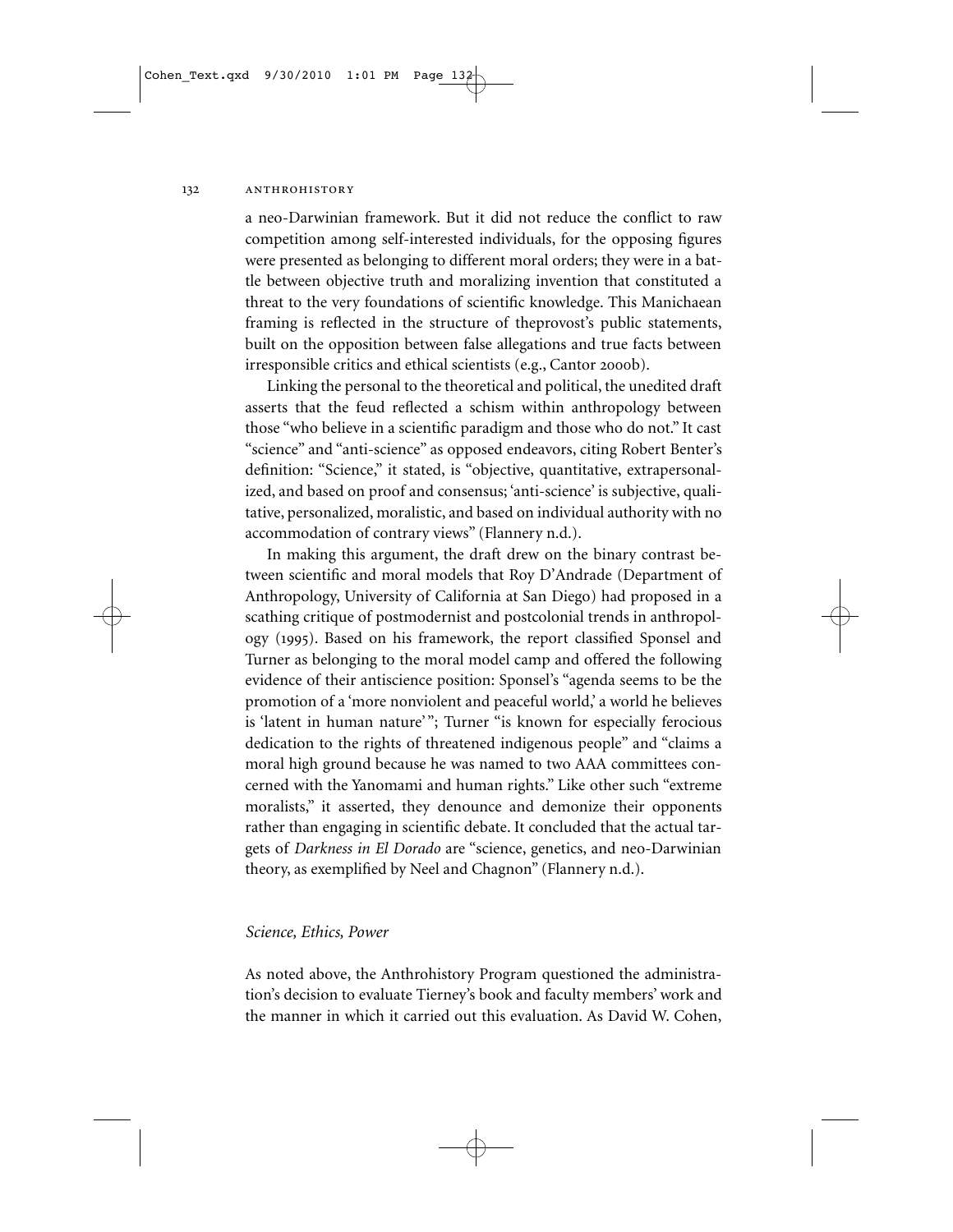a neo-Darwinian framework. But it did not reduce the conflict to raw competition among self-interested individuals, for the opposing figures were presented as belonging to different moral orders; they were in a battle between objective truth and moralizing invention that constituted a threat to the very foundations of scientific knowledge. This Manichaean framing is reflected in the structure of theprovost's public statements, built on the opposition between false allegations and true facts between irresponsible critics and ethical scientists (e.g., Cantor 2000b).

Linking the personal to the theoretical and political, the unedited draft asserts that the feud reflected a schism within anthropology between those "who believe in a scientific paradigm and those who do not." It cast "science" and "anti-science" as opposed endeavors, citing Robert Benter's definition: "Science," it stated, is "objective, quantitative, extrapersonalized, and based on proof and consensus; 'anti-science' is subjective, qualitative, personalized, moralistic, and based on individual authority with no accommodation of contrary views" (Flannery n.d.).

In making this argument, the draft drew on the binary contrast between scientific and moral models that Roy D'Andrade (Department of Anthropology, University of California at San Diego) had proposed in a scathing critique of postmodernist and postcolonial trends in anthropology (1995). Based on his framework, the report classified Sponsel and Turner as belonging to the moral model camp and offered the following evidence of their antiscience position: Sponsel's "agenda seems to be the promotion of a 'more nonviolent and peaceful world,' a world he believes is 'latent in human nature'"; Turner "is known for especially ferocious dedication to the rights of threatened indigenous people" and "claims a moral high ground because he was named to two AAA committees concerned with the Yanomami and human rights." Like other such "extreme moralists," it asserted, they denounce and demonize their opponents rather than engaging in scientific debate. It concluded that the actual targets of *Darkness in El Dorado* are "science, genetics, and neo-Darwinian theory, as exemplified by Neel and Chagnon" (Flannery n.d.).

### *Science, Ethics, Power*

As noted above, the Anthrohistory Program questioned the administration's decision to evaluate Tierney's book and faculty members' work and the manner in which it carried out this evaluation. As David W. Cohen,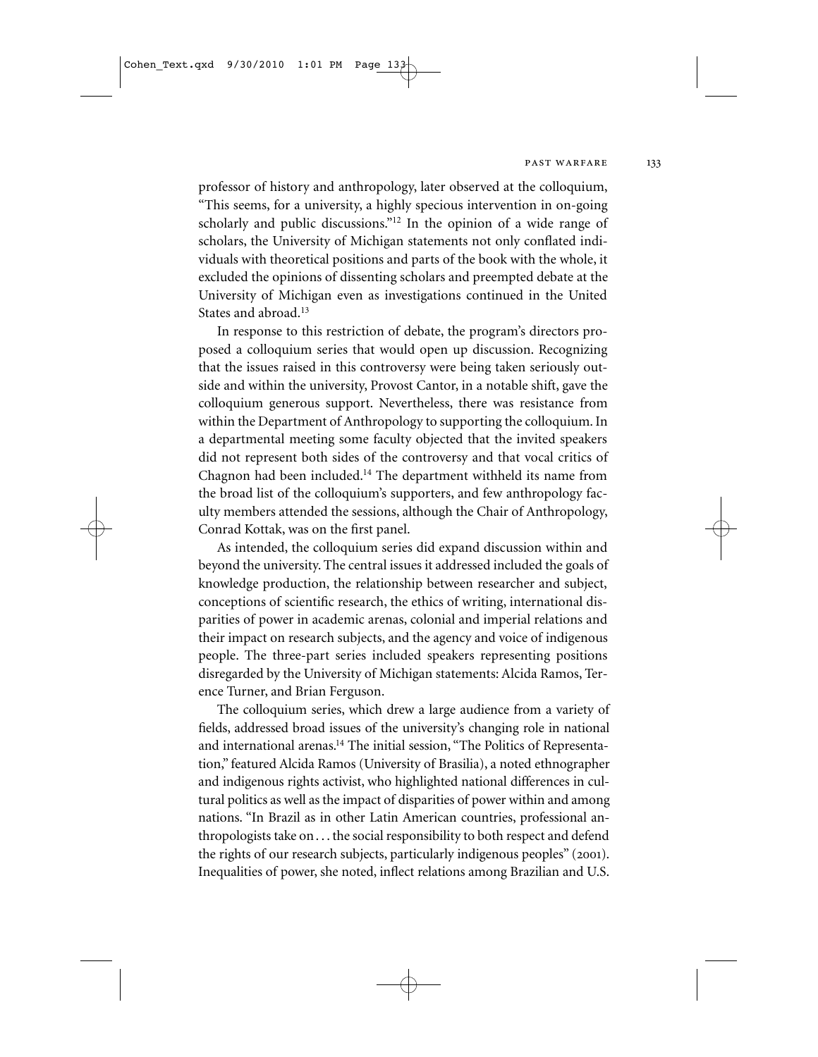professor of history and anthropology, later observed at the colloquium, "This seems, for a university, a highly specious intervention in on-going scholarly and public discussions."[12] In the opinion of a wide range of scholars, the University of Michigan statements not only conflated individuals with theoretical positions and parts of the book with the whole, it excluded the opinions of dissenting scholars and preempted debate at the University of Michigan even as investigations continued in the United States and abroad.[13]

In response to this restriction of debate, the program's directors proposed a colloquium series that would open up discussion. Recognizing that the issues raised in this controversy were being taken seriously outside and within the university, Provost Cantor, in a notable shift, gave the colloquium generous support. Nevertheless, there was resistance from within the Department of Anthropology to supporting the colloquium. In a departmental meeting some faculty objected that the invited speakers did not represent both sides of the controversy and that vocal critics of Chagnon had been included.[14] The department withheld its name from the broad list of the colloquium's supporters, and few anthropology faculty members attended the sessions, although the Chair of Anthropology, Conrad Kottak, was on the first panel.

As intended, the colloquium series did expand discussion within and beyond the university. The central issues it addressed included the goals of knowledge production, the relationship between researcher and subject, conceptions of scientific research, the ethics of writing, international disparities of power in academic arenas, colonial and imperial relations and their impact on research subjects, and the agency and voice of indigenous people. The three-part series included speakers representing positions disregarded by the University of Michigan statements: Alcida Ramos, Terence Turner, and Brian Ferguson.

The colloquium series, which drew a large audience from a variety of fields, addressed broad issues of the university's changing role in national and international arenas.[14] The initial session, "The Politics of Representation," featured Alcida Ramos (University of Brasilia), a noted ethnographer and indigenous rights activist, who highlighted national differences in cultural politics as well as the impact of disparities of power within and among nations. "In Brazil as in other Latin American countries, professional anthropologists take on . . . the social responsibility to both respect and defend the rights of our research subjects, particularly indigenous peoples" (2001). Inequalities of power, she noted, inflect relations among Brazilian and U.S.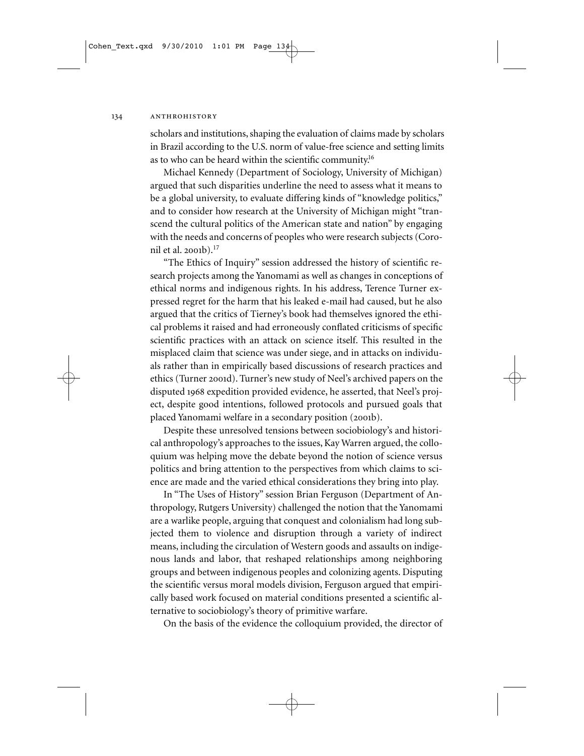scholars and institutions, shaping the evaluation of claims made by scholars in Brazil according to the U.S. norm of value-free science and setting limits as to who can be heard within the scientific community.[16]

Michael Kennedy (Department of Sociology, University of Michigan) argued that such disparities underline the need to assess what it means to be a global university, to evaluate differing kinds of "knowledge politics," and to consider how research at the University of Michigan might "transcend the cultural politics of the American state and nation" by engaging with the needs and concerns of peoples who were research subjects (Coronil et al. 2001b).[17]

"The Ethics of Inquiry" session addressed the history of scientific research projects among the Yanomami as well as changes in conceptions of ethical norms and indigenous rights. In his address, Terence Turner expressed regret for the harm that his leaked e-mail had caused, but he also argued that the critics of Tierney's book had themselves ignored the ethical problems it raised and had erroneously conflated criticisms of specific scientific practices with an attack on science itself. This resulted in the misplaced claim that science was under siege, and in attacks on individuals rather than in empirically based discussions of research practices and ethics (Turner 2001d). Turner's new study of Neel's archived papers on the disputed 1968 expedition provided evidence, he asserted, that Neel's project, despite good intentions, followed protocols and pursued goals that placed Yanomami welfare in a secondary position (2001b).

Despite these unresolved tensions between sociobiology's and historical anthropology's approaches to the issues, Kay Warren argued, the colloquium was helping move the debate beyond the notion of science versus politics and bring attention to the perspectives from which claims to science are made and the varied ethical considerations they bring into play.

In "The Uses of History" session Brian Ferguson (Department of Anthropology, Rutgers University) challenged the notion that the Yanomami are a warlike people, arguing that conquest and colonialism had long subjected them to violence and disruption through a variety of indirect means, including the circulation of Western goods and assaults on indigenous lands and labor, that reshaped relationships among neighboring groups and between indigenous peoples and colonizing agents. Disputing the scientific versus moral models division, Ferguson argued that empirically based work focused on material conditions presented a scientific alternative to sociobiology's theory of primitive warfare.

On the basis of the evidence the colloquium provided, the director of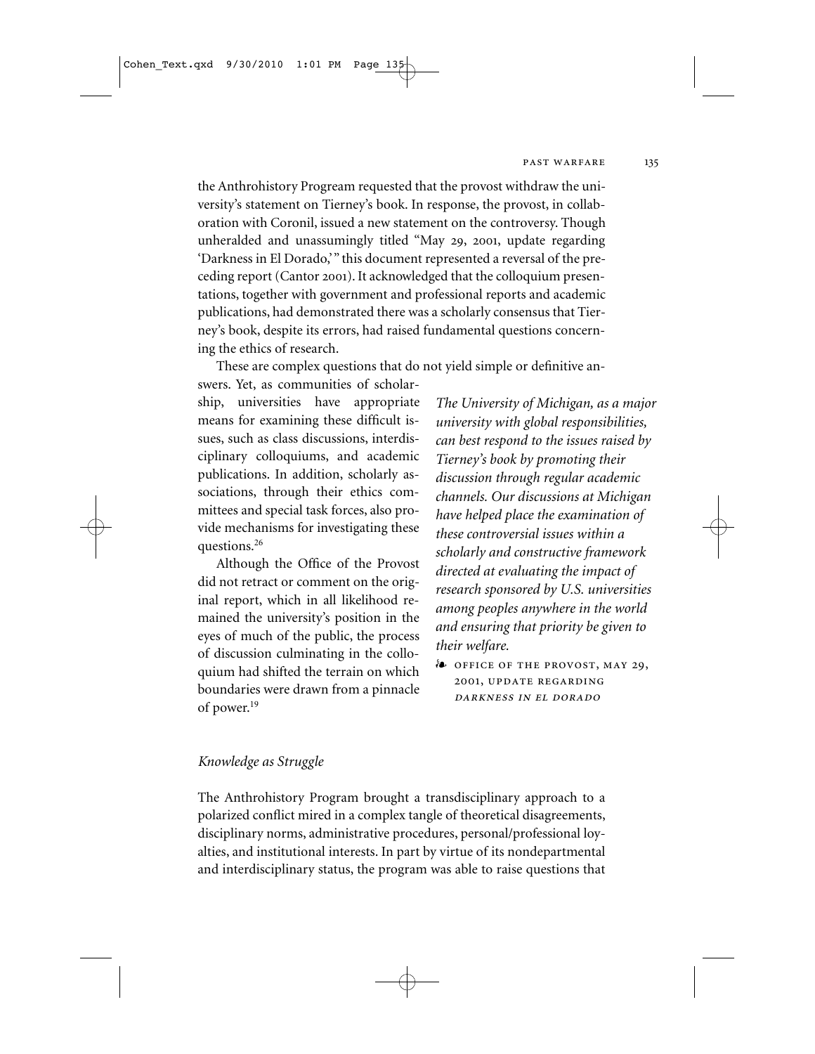the Anthrohistory Prograam requested that the provost withdraw the university's statement on Tierney's book. In response, the provost, in collaboration with Coronil, issued a new statement on the controversy. Though unheralded and unassumingly titled "May 29, 2001, update regarding 'Darkness in El Dorado,'" this document represented a reversal of the preceding report (Cantor 2001). It acknowledged that the colloquium presentations, together with government and professional reports and academic publications, had demonstrated there was a scholarly consensus that Tierney's book, despite its errors, had raised fundamental questions concerning the ethics of research.

These are complex questions that do not yield simple or definitive answers. Yet, as communities of scholarship, universities have appropriate means for examining these difficult issues, such as class discussions, interdisciplinary colloquiums, and academic publications. In addition, scholarly associations, through their ethics committees and special task forces, also provide mechanisms for investigating these questions.[26]

Although the Office of the Provost did not retract or comment on the original report, which in all likelihood remained the university's position in the eyes of much of the public, the process of discussion culminating in the colloquium had shifted the terrain on which boundaries were drawn from a pinnacle of power.[19]

> *The University of Michigan, as a major university with global responsibilities, can best respond to the issues raised by Tierney's book by promoting their discussion through regular academic channels. Our discussions at Michigan have helped place the examination of these controversial issues within a scholarly and constructive framework directed at evaluating the impact of research sponsored by U.S. universities among peoples anywhere in the world and ensuring that priority be given to their welfare.*
>
> ❧ OFFICE OF THE PROVOST, MAY 29, 2001, UPDATE REGARDING *DARKNESS IN EL DORADO*

### *Knowledge as Struggle*

The Anthrohistory Program brought a transdisciplinary approach to a polarized conflict mired in a complex tangle of theoretical disagreements, disciplinary norms, administrative procedures, personal/professional loyalties, and institutional interests. In part by virtue of its nondepartmental and interdisciplinary status, the program was able to raise questions that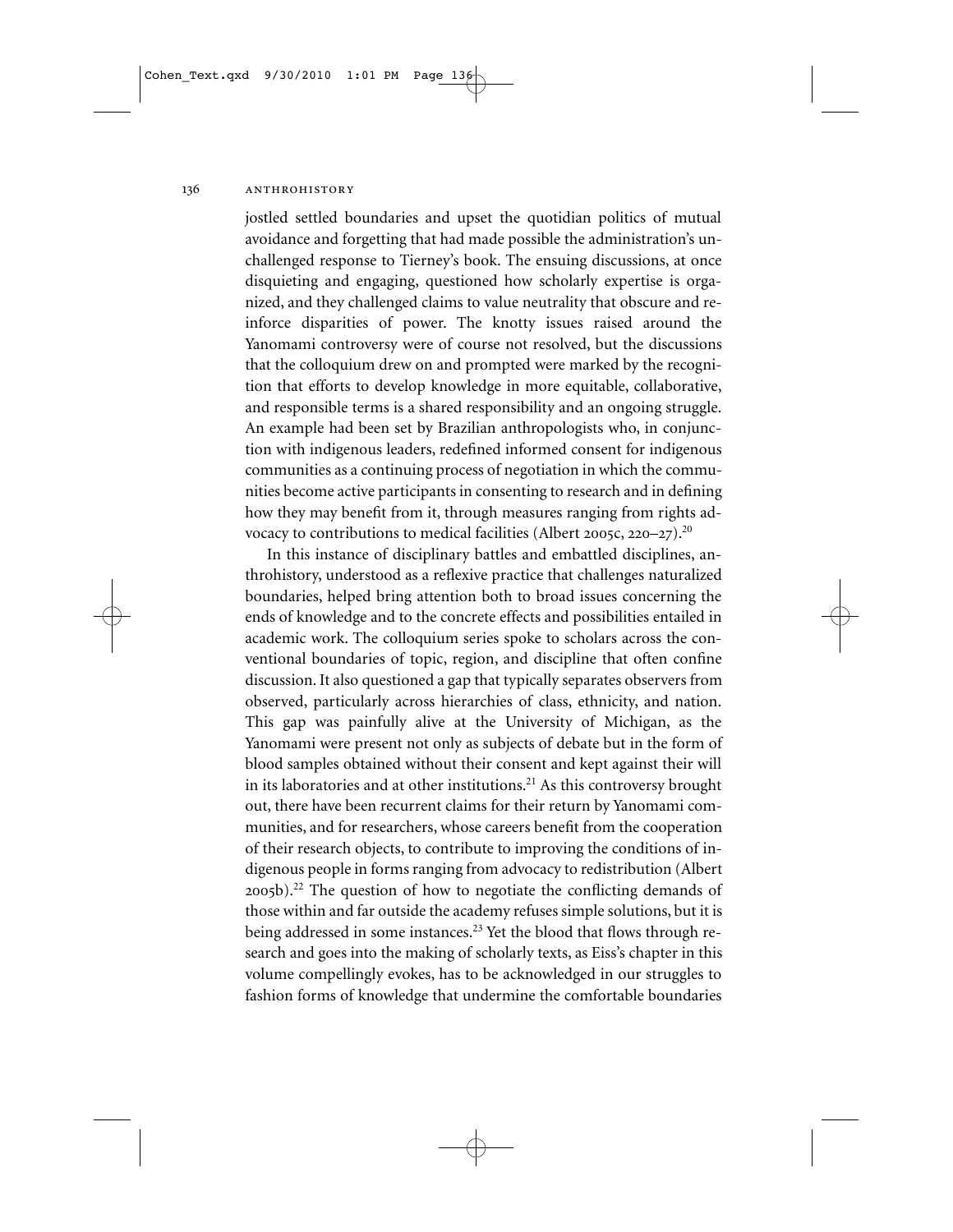jostled settled boundaries and upset the quotidian politics of mutual avoidance and forgetting that had made possible the administration's unchallenged response to Tierney's book. The ensuing discussions, at once disquieting and engaging, questioned how scholarly expertise is organized, and they challenged claims to value neutrality that obscure and reinforce disparities of power. The knotty issues raised around the Yanomami controversy were of course not resolved, but the discussions that the colloquium drew on and prompted were marked by the recognition that efforts to develop knowledge in more equitable, collaborative, and responsible terms is a shared responsibility and an ongoing struggle. An example had been set by Brazilian anthropologists who, in conjunction with indigenous leaders, redefined informed consent for indigenous communities as a continuing process of negotiation in which the communities become active participants in consenting to research and in defining how they may benefit from it, through measures ranging from rights advocacy to contributions to medical facilities (Albert 2005c, 220–27).[20]

In this instance of disciplinary battles and embattled disciplines, anthrohistory, understood as a reflexive practice that challenges naturalized boundaries, helped bring attention both to broad issues concerning the ends of knowledge and to the concrete effects and possibilities entailed in academic work. The colloquium series spoke to scholars across the conventional boundaries of topic, region, and discipline that often confine discussion. It also questioned a gap that typically separates observers from observed, particularly across hierarchies of class, ethnicity, and nation. This gap was painfully alive at the University of Michigan, as the Yanomami were present not only as subjects of debate but in the form of blood samples obtained without their consent and kept against their will in its laboratories and at other institutions.[21] As this controversy brought out, there have been recurrent claims for their return by Yanomami communities, and for researchers, whose careers benefit from the cooperation of their research objects, to contribute to improving the conditions of indigenous people in forms ranging from advocacy to redistribution (Albert 2005b).[22] The question of how to negotiate the conflicting demands of those within and far outside the academy refuses simple solutions, but it is being addressed in some instances.[23] Yet the blood that flows through research and goes into the making of scholarly texts, as Eiss's chapter in this volume compellingly evokes, has to be acknowledged in our struggles to fashion forms of knowledge that undermine the comfortable boundaries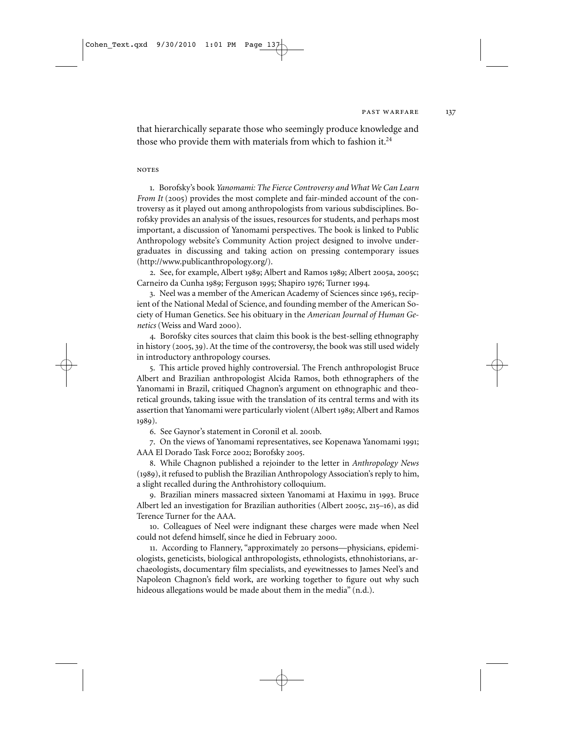that hierarchically separate those who seemingly produce knowledge and those who provide them with materials from which to fashion it.[24]

## NOTES

1. Borofsky's book *Yanomami: The Fierce Controversy and What We Can Learn From It* (2005) provides the most complete and fair-minded account of the controversy as it played out among anthropologists from various subdisciplines. Borofsky provides an analysis of the issues, resources for students, and perhaps most important, a discussion of Yanomami perspectives. The book is linked to Public Anthropology website's Community Action project designed to involve undergraduates in discussing and taking action on pressing contemporary issues (http://www.publicanthropology.org/).

2. See, for example, Albert 1989; Albert and Ramos 1989; Albert 2005a, 2005c; Carneiro da Cunha 1989; Ferguson 1995; Shapiro 1976; Turner 1994.

3. Neel was a member of the American Academy of Sciences since 1963, recipient of the National Medal of Science, and founding member of the American Society of Human Genetics. See his obituary in the *American Journal of Human Genetics* (Weiss and Ward 2000).

4. Borofsky cites sources that claim this book is the best-selling ethnography in history (2005, 39). At the time of the controversy, the book was still used widely in introductory anthropology courses.

5. This article proved highly controversial. The French anthropologist Bruce Albert and Brazilian anthropologist Alcida Ramos, both ethnographers of the Yanomami in Brazil, critiqued Chagnon's argument on ethnographic and theoretical grounds, taking issue with the translation of its central terms and with its assertion that Yanomami were particularly violent (Albert 1989; Albert and Ramos 1989).

6. See Gaynor's statement in Coronil et al. 2001b.

7. On the views of Yanomami representatives, see Kopenawa Yanomami 1991; AAA El Dorado Task Force 2002; Borofsky 2005.

8. While Chagnon published a rejoinder to the letter in *Anthropology News* (1989), it refused to publish the Brazilian Anthropology Association's reply to him, a slight recalled during the Anthrohistory colloquium.

9. Brazilian miners massacred sixteen Yanomami at Haximu in 1993. Bruce Albert led an investigation for Brazilian authorities (Albert 2005c, 215–16), as did Terence Turner for the AAA.

10. Colleagues of Neel were indignant these charges were made when Neel could not defend himself, since he died in February 2000.

11. According to Flannery, "approximately 20 persons—physicians, epidemiologists, geneticists, biological anthropologists, ethnologists, ethnohistorians, archaeologists, documentary film specialists, and eyewitnesses to James Neel's and Napoleon Chagnon's field work, are working together to figure out why such hideous allegations would be made about them in the media" (n.d.).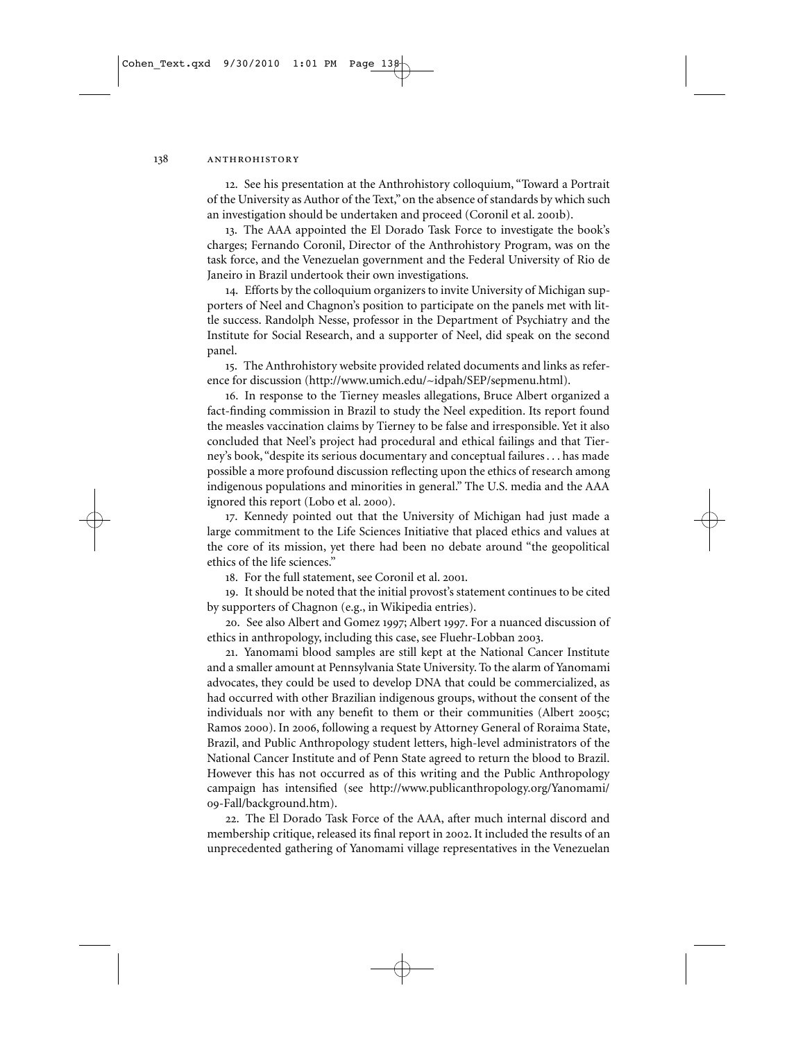12. See his presentation at the Anthrohistory colloquium, "Toward a Portrait of the University as Author of the Text," on the absence of standards by which such an investigation should be undertaken and proceed (Coronil et al. 2001b).

13. The AAA appointed the El Dorado Task Force to investigate the book's charges; Fernando Coronil, Director of the Anthrohistory Program, was on the task force, and the Venezuelan government and the Federal University of Rio de Janeiro in Brazil undertook their own investigations.

14. Efforts by the colloquium organizers to invite University of Michigan supporters of Neel and Chagnon's position to participate on the panels met with little success. Randolph Nesse, professor in the Department of Psychiatry and the Institute for Social Research, and a supporter of Neel, did speak on the second panel.

15. The Anthrohistory website provided related documents and links as reference for discussion (http://www.umich.edu/~idpah/SEP/sepmenu.html).

16. In response to the Tierney measles allegations, Bruce Albert organized a fact-finding commission in Brazil to study the Neel expedition. Its report found the measles vaccination claims by Tierney to be false and irresponsible. Yet it also concluded that Neel's project had procedural and ethical failings and that Tierney's book, "despite its serious documentary and conceptual failures . . . has made possible a more profound discussion reflecting upon the ethics of research among indigenous populations and minorities in general." The U.S. media and the AAA ignored this report (Lobo et al. 2000).

17. Kennedy pointed out that the University of Michigan had just made a large commitment to the Life Sciences Initiative that placed ethics and values at the core of its mission, yet there had been no debate around "the geopolitical ethics of the life sciences."

18. For the full statement, see Coronil et al. 2001.

19. It should be noted that the initial provost's statement continues to be cited by supporters of Chagnon (e.g., in Wikipedia entries).

20. See also Albert and Gomez 1997; Albert 1997. For a nuanced discussion of ethics in anthropology, including this case, see Fluehr-Lobban 2003.

21. Yanomami blood samples are still kept at the National Cancer Institute and a smaller amount at Pennsylvania State University. To the alarm of Yanomami advocates, they could be used to develop DNA that could be commercialized, as had occurred with other Brazilian indigenous groups, without the consent of the individuals nor with any benefit to them or their communities (Albert 2005c; Ramos 2000). In 2006, following a request by Attorney General of Roraima State, Brazil, and Public Anthropology student letters, high-level administrators of the National Cancer Institute and of Penn State agreed to return the blood to Brazil. However this has not occurred as of this writing and the Public Anthropology campaign has intensified (see http://www.publicanthropology.org/Yanomami/09-Fall/background.htm).

22. The El Dorado Task Force of the AAA, after much internal discord and membership critique, released its final report in 2002. It included the results of an unprecedented gathering of Yanomami village representatives in the Venezuelan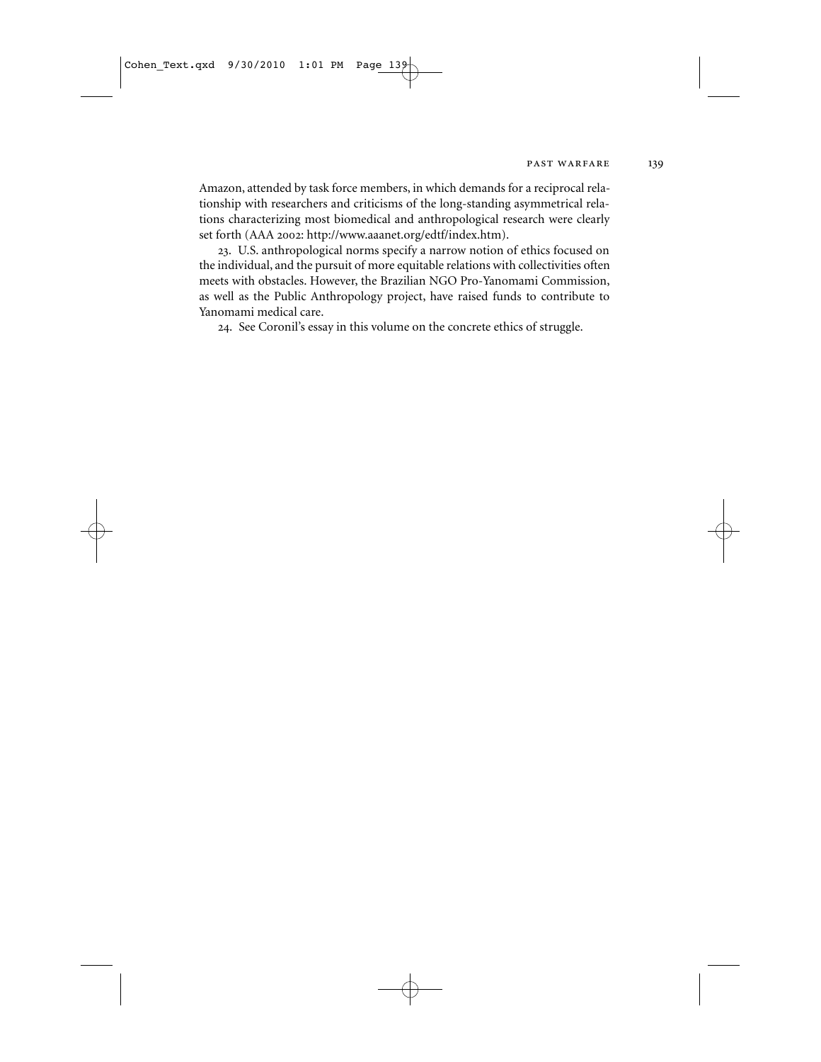Amazon, attended by task force members, in which demands for a reciprocal relationship with researchers and criticisms of the long-standing asymmetrical relations characterizing most biomedical and anthropological research were clearly set forth (AAA 2002: http://www.aaanet.org/edtf/index.htm).

23. U.S. anthropological norms specify a narrow notion of ethics focused on the individual, and the pursuit of more equitable relations with collectivities often meets with obstacles. However, the Brazilian NGO Pro-Yanomami Commission, as well as the Public Anthropology project, have raised funds to contribute to Yanomami medical care.

24. See Coronil's essay in this volume on the concrete ethics of struggle.